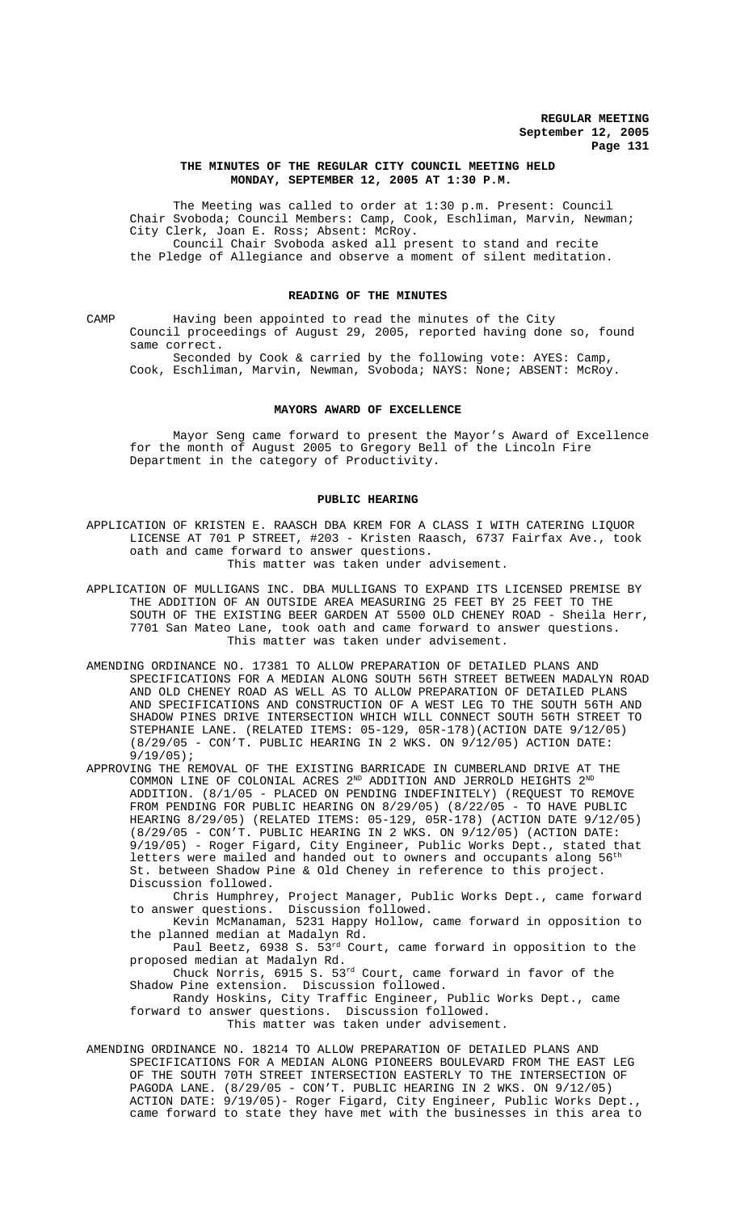**THE MINUTES OF THE REGULAR CITY COUNCIL MEETING HELD MONDAY, SEPTEMBER 12, 2005 AT 1:30 P.M.**

The Meeting was called to order at 1:30 p.m. Present: Council Chair Svoboda; Council Members: Camp, Cook, Eschliman, Marvin, Newman; City Clerk, Joan E. Ross; Absent: McRoy.

Council Chair Svoboda asked all present to stand and recite the Pledge of Allegiance and observe a moment of silent meditation.

**READING OF THE MINUTES**

CAMP Having been appointed to read the minutes of the City Council proceedings of August 29, 2005, reported having done so, found same correct.

Seconded by Cook & carried by the following vote: AYES: Camp, Cook, Eschliman, Marvin, Newman, Svoboda; NAYS: None; ABSENT: McRoy.

**MAYORS AWARD OF EXCELLENCE**

Mayor Seng came forward to present the Mayor's Award of Excellence for the month of August 2005 to Gregory Bell of the Lincoln Fire Department in the category of Productivity.

**PUBLIC HEARING**

APPLICATION OF KRISTEN E. RAASCH DBA KREM FOR A CLASS I WITH CATERING LIQUOR LICENSE AT 701 P STREET, #203 - Kristen Raasch, 6737 Fairfax Ave., took oath and came forward to answer questions.

This matter was taken under advisement.

APPLICATION OF MULLIGANS INC. DBA MULLIGANS TO EXPAND ITS LICENSED PREMISE BY THE ADDITION OF AN OUTSIDE AREA MEASURING 25 FEET BY 25 FEET TO THE SOUTH OF THE EXISTING BEER GARDEN AT 5500 OLD CHENEY ROAD - Sheila Herr, 7701 San Mateo Lane, took oath and came forward to answer questions.

This matter was taken under advisement.

AMENDING ORDINANCE NO. 17381 TO ALLOW PREPARATION OF DETAILED PLANS AND SPECIFICATIONS FOR A MEDIAN ALONG SOUTH 56TH STREET BETWEEN MADALYN ROAD AND OLD CHENEY ROAD AS WELL AS TO ALLOW PREPARATION OF DETAILED PLANS AND SPECIFICATIONS AND CONSTRUCTION OF A WEST LEG TO THE SOUTH 56TH AND SHADOW PINES DRIVE INTERSECTION WHICH WILL CONNECT SOUTH 56TH STREET TO STEPHANIE LANE. (RELATED ITEMS: 05-129, 05R-178)(ACTION DATE 9/12/05) (8/29/05 - CON'T. PUBLIC HEARING IN 2 WKS. ON 9/12/05) ACTION DATE: 9/19/05);

APPROVING THE REMOVAL OF THE EXISTING BARRICADE IN CUMBERLAND DRIVE AT THE COMMON LINE OF COLONIAL ACRES 2ND ADDITION AND JERROLD HEIGHTS 2ND ADDITION. (8/1/05 - PLACED ON PENDING INDEFINITELY) (REQUEST TO REMOVE FROM PENDING FOR PUBLIC HEARING ON 8/29/05) (8/22/05 - TO HAVE PUBLIC HEARING 8/29/05) (RELATED ITEMS: 05-129, 05R-178) (ACTION DATE 9/12/05) (8/29/05 - CON'T. PUBLIC HEARING IN 2 WKS. ON 9/12/05) (ACTION DATE: 9/19/05) - Roger Figard, City Engineer, Public Works Dept., stated that letters were mailed and handed out to owners and occupants along 56th St. between Shadow Pine & Old Cheney in reference to this project. Discussion followed.

Chris Humphrey, Project Manager, Public Works Dept., came forward to answer questions. Discussion followed.

Kevin McManaman, 5231 Happy Hollow, came forward in opposition to the planned median at Madalyn Rd.

Paul Beetz, 6938 S. 53rd Court, came forward in opposition to the proposed median at Madalyn Rd.

Chuck Norris, 6915 S. 53rd Court, came forward in favor of the Shadow Pine extension. Discussion followed.

Randy Hoskins, City Traffic Engineer, Public Works Dept., came forward to answer questions. Discussion followed.

This matter was taken under advisement.

AMENDING ORDINANCE NO. 18214 TO ALLOW PREPARATION OF DETAILED PLANS AND SPECIFICATIONS FOR A MEDIAN ALONG PIONEERS BOULEVARD FROM THE EAST LEG OF THE SOUTH 70TH STREET INTERSECTION EASTERLY TO THE INTERSECTION OF PAGODA LANE. (8/29/05 - CON'T. PUBLIC HEARING IN 2 WKS. ON 9/12/05) ACTION DATE: 9/19/05)- Roger Figard, City Engineer, Public Works Dept., came forward to state they have met with the businesses in this area to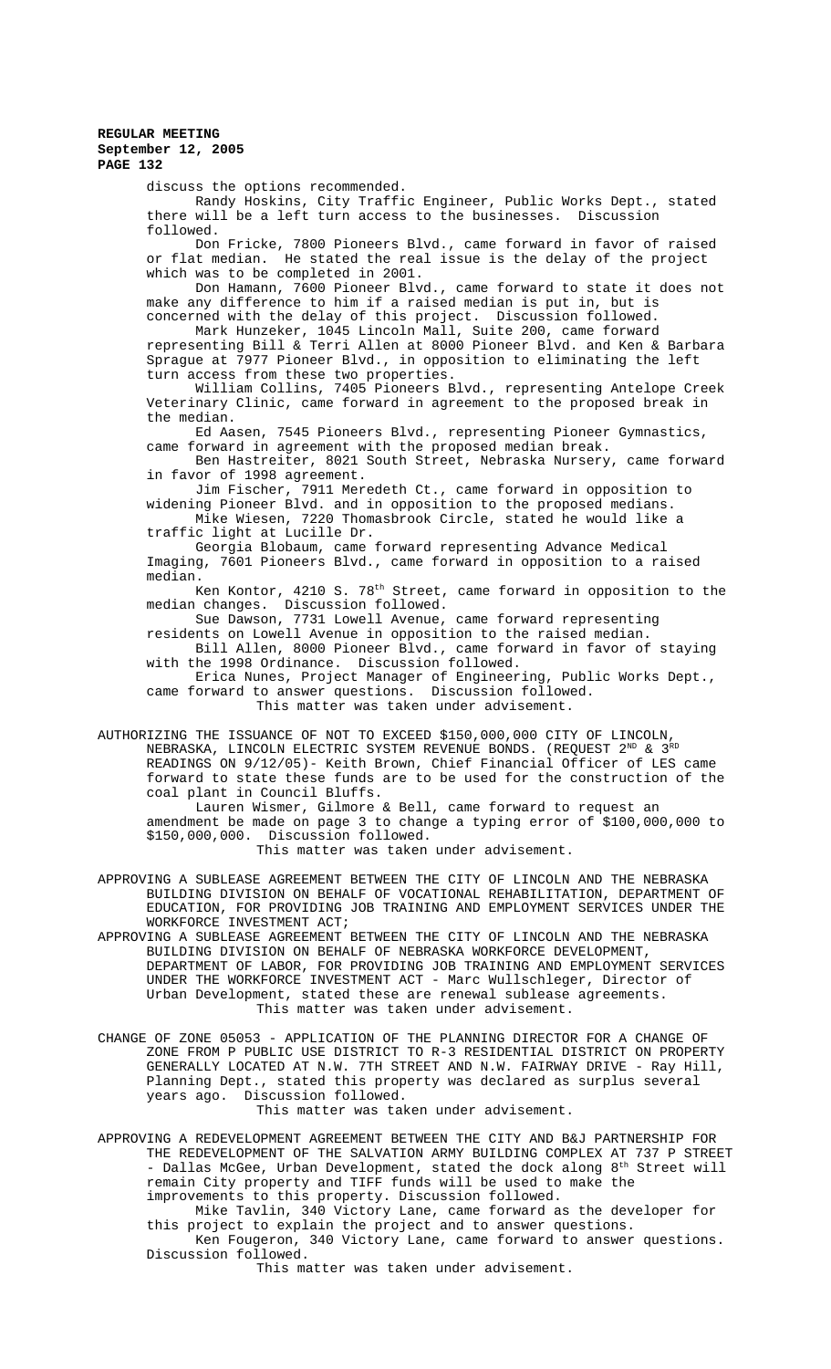discuss the options recommended.

Randy Hoskins, City Traffic Engineer, Public Works Dept., stated there will be a left turn access to the businesses. Discussion followed.

Don Fricke, 7800 Pioneers Blvd., came forward in favor of raised or flat median. He stated the real issue is the delay of the project which was to be completed in 2001.

Don Hamann, 7600 Pioneer Blvd., came forward to state it does not make any difference to him if a raised median is put in, but is concerned with the delay of this project. Discussion followed.

Mark Hunzeker, 1045 Lincoln Mall, Suite 200, came forward representing Bill & Terri Allen at 8000 Pioneer Blvd. and Ken & Barbara Sprague at 7977 Pioneer Blvd., in opposition to eliminating the left turn access from these two properties.

William Collins, 7405 Pioneers Blvd., representing Antelope Creek Veterinary Clinic, came forward in agreement to the proposed break in the median.

Ed Aasen, 7545 Pioneers Blvd., representing Pioneer Gymnastics, came forward in agreement with the proposed median break.

Ben Hastreiter, 8021 South Street, Nebraska Nursery, came forward in favor of 1998 agreement.

Jim Fischer, 7911 Meredeth Ct., came forward in opposition to widening Pioneer Blvd. and in opposition to the proposed medians.

Mike Wiesen, 7220 Thomasbrook Circle, stated he would like a traffic light at Lucille Dr.

Georgia Blobaum, came forward representing Advance Medical Imaging, 7601 Pioneers Blvd., came forward in opposition to a raised median.

Ken Kontor, 4210 S. 78th Street, came forward in opposition to the median changes. Discussion followed.

Sue Dawson, 7731 Lowell Avenue, came forward representing residents on Lowell Avenue in opposition to the raised median.

Bill Allen, 8000 Pioneer Blvd., came forward in favor of staying with the 1998 Ordinance. Discussion followed.

Erica Nunes, Project Manager of Engineering, Public Works Dept., came forward to answer questions. Discussion followed.

This matter was taken under advisement.

AUTHORIZING THE ISSUANCE OF NOT TO EXCEED $150,000,000 CITY OF LINCOLN, NEBRASKA, LINCOLN ELECTRIC SYSTEM REVENUE BONDS. (REQUEST 2ND & 3RD READINGS ON 9/12/05)- Keith Brown, Chief Financial Officer of LES came forward to state these funds are to be used for the construction of the coal plant in Council Bluffs.

Lauren Wismer, Gilmore & Bell, came forward to request an amendment be made on page 3 to change a typing error of $100,000,000 to $150,000,000. Discussion followed.

This matter was taken under advisement.

APPROVING A SUBLEASE AGREEMENT BETWEEN THE CITY OF LINCOLN AND THE NEBRASKA BUILDING DIVISION ON BEHALF OF VOCATIONAL REHABILITATION, DEPARTMENT OF EDUCATION, FOR PROVIDING JOB TRAINING AND EMPLOYMENT SERVICES UNDER THE WORKFORCE INVESTMENT ACT;

APPROVING A SUBLEASE AGREEMENT BETWEEN THE CITY OF LINCOLN AND THE NEBRASKA BUILDING DIVISION ON BEHALF OF NEBRASKA WORKFORCE DEVELOPMENT, DEPARTMENT OF LABOR, FOR PROVIDING JOB TRAINING AND EMPLOYMENT SERVICES UNDER THE WORKFORCE INVESTMENT ACT - Marc Wullschleger, Director of Urban Development, stated these are renewal sublease agreements.

This matter was taken under advisement.

CHANGE OF ZONE 05053 - APPLICATION OF THE PLANNING DIRECTOR FOR A CHANGE OF ZONE FROM P PUBLIC USE DISTRICT TO R-3 RESIDENTIAL DISTRICT ON PROPERTY GENERALLY LOCATED AT N.W. 7TH STREET AND N.W. FAIRWAY DRIVE - Ray Hill, Planning Dept., stated this property was declared as surplus several years ago. Discussion followed.

This matter was taken under advisement.

APPROVING A REDEVELOPMENT AGREEMENT BETWEEN THE CITY AND B&J PARTNERSHIP FOR THE REDEVELOPMENT OF THE SALVATION ARMY BUILDING COMPLEX AT 737 P STREET - Dallas McGee, Urban Development, stated the dock along 8th Street will remain City property and TIFF funds will be used to make the improvements to this property. Discussion followed.

Mike Tavlin, 340 Victory Lane, came forward as the developer for this project to explain the project and to answer questions.

Ken Fougeron, 340 Victory Lane, came forward to answer questions. Discussion followed.

This matter was taken under advisement.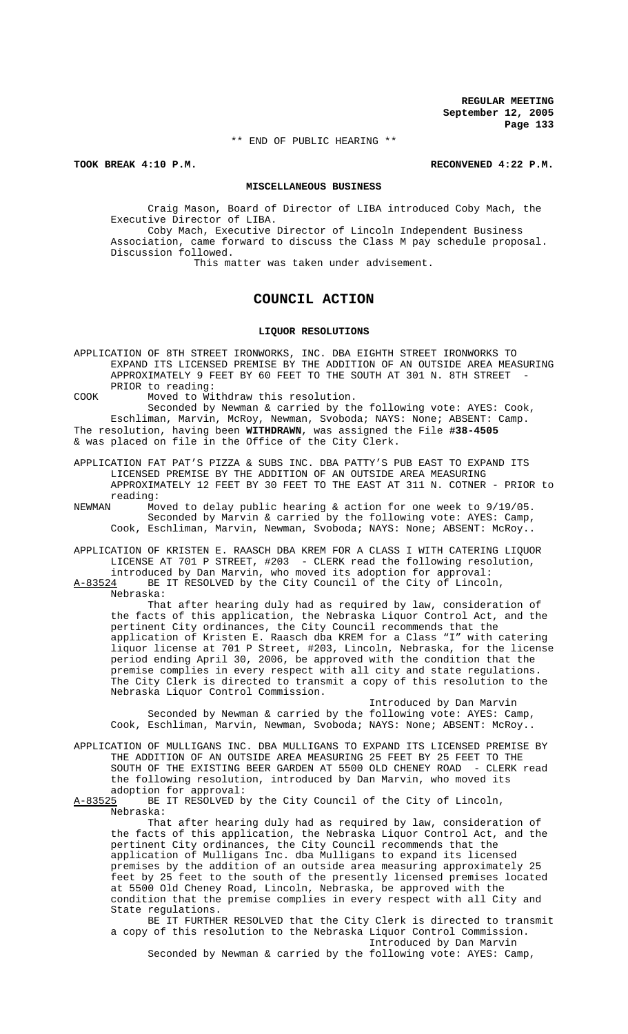\*\* END OF PUBLIC HEARING \*\*

**TOOK BREAK 4:10 P.M.** **RECONVENED 4:22 P.M.**

## MISCELLANEOUS BUSINESS

Craig Mason, Board of Director of LIBA introduced Coby Mach, the Executive Director of LIBA.

Coby Mach, Executive Director of Lincoln Independent Business Association, came forward to discuss the Class M pay schedule proposal. Discussion followed.

This matter was taken under advisement.

# COUNCIL ACTION

## LIQUOR RESOLUTIONS

APPLICATION OF 8TH STREET IRONWORKS, INC. DBA EIGHTH STREET IRONWORKS TO EXPAND ITS LICENSED PREMISE BY THE ADDITION OF AN OUTSIDE AREA MEASURING APPROXIMATELY 9 FEET BY 60 FEET TO THE SOUTH AT 301 N. 8TH STREET - PRIOR to reading:

COOK Moved to Withdraw this resolution.

Seconded by Newman & carried by the following vote: AYES: Cook, Eschliman, Marvin, McRoy, Newman, Svoboda; NAYS: None; ABSENT: Camp.

The resolution, having been **WITHDRAWN**, was assigned the File **#38-4505** & was placed on file in the Office of the City Clerk.

APPLICATION FAT PAT'S PIZZA & SUBS INC. DBA PATTY'S PUB EAST TO EXPAND ITS LICENSED PREMISE BY THE ADDITION OF AN OUTSIDE AREA MEASURING APPROXIMATELY 12 FEET BY 30 FEET TO THE EAST AT 311 N. COTNER - PRIOR to reading:

NEWMAN Moved to delay public hearing & action for one week to 9/19/05.

Seconded by Marvin & carried by the following vote: AYES: Camp, Cook, Eschliman, Marvin, Newman, Svoboda; NAYS: None; ABSENT: McRoy..

APPLICATION OF KRISTEN E. RAASCH DBA KREM FOR A CLASS I WITH CATERING LIQUOR LICENSE AT 701 P STREET, #203 - CLERK read the following resolution, introduced by Dan Marvin, who moved its adoption for approval:

A-83524 BE IT RESOLVED by the City Council of the City of Lincoln, Nebraska:

That after hearing duly had as required by law, consideration of the facts of this application, the Nebraska Liquor Control Act, and the pertinent City ordinances, the City Council recommends that the application of Kristen E. Raasch dba KREM for a Class "I" with catering liquor license at 701 P Street, #203, Lincoln, Nebraska, for the license period ending April 30, 2006, be approved with the condition that the premise complies in every respect with all city and state regulations. The City Clerk is directed to transmit a copy of this resolution to the Nebraska Liquor Control Commission.

Introduced by Dan Marvin

Seconded by Newman & carried by the following vote: AYES: Camp, Cook, Eschliman, Marvin, Newman, Svoboda; NAYS: None; ABSENT: McRoy..

APPLICATION OF MULLIGANS INC. DBA MULLIGANS TO EXPAND ITS LICENSED PREMISE BY THE ADDITION OF AN OUTSIDE AREA MEASURING 25 FEET BY 25 FEET TO THE SOUTH OF THE EXISTING BEER GARDEN AT 5500 OLD CHENEY ROAD - CLERK read the following resolution, introduced by Dan Marvin, who moved its adoption for approval:

A-83525 BE IT RESOLVED by the City Council of the City of Lincoln, Nebraska:

That after hearing duly had as required by law, consideration of the facts of this application, the Nebraska Liquor Control Act, and the pertinent City ordinances, the City Council recommends that the application of Mulligans Inc. dba Mulligans to expand its licensed premises by the addition of an outside area measuring approximately 25 feet by 25 feet to the south of the presently licensed premises located at 5500 Old Cheney Road, Lincoln, Nebraska, be approved with the condition that the premise complies in every respect with all City and State regulations.

BE IT FURTHER RESOLVED that the City Clerk is directed to transmit a copy of this resolution to the Nebraska Liquor Control Commission.

Introduced by Dan Marvin

Seconded by Newman & carried by the following vote: AYES: Camp,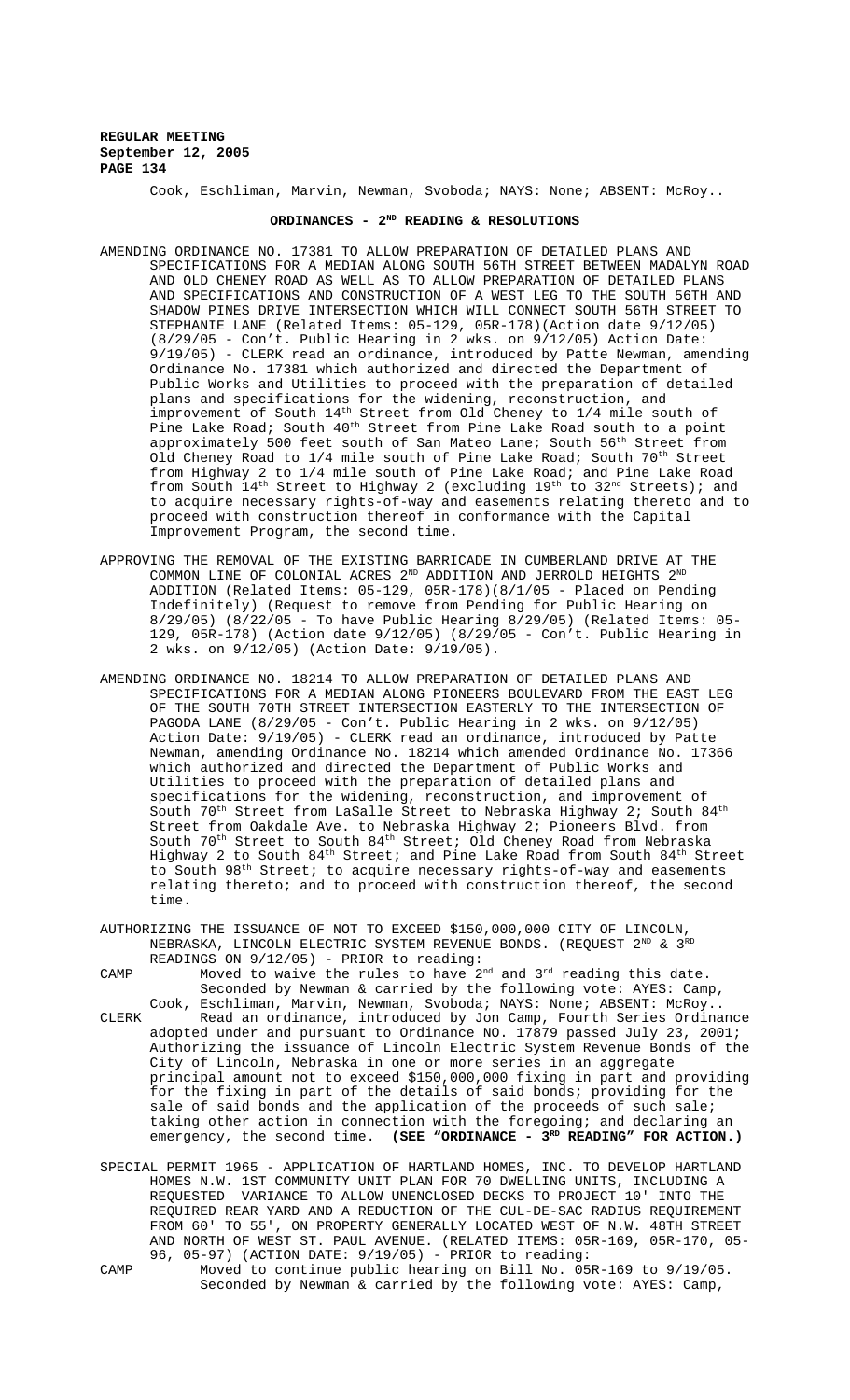Cook, Eschliman, Marvin, Newman, Svoboda; NAYS: None; ABSENT: McRoy..

## ORDINANCES - 2ND READING & RESOLUTIONS

AMENDING ORDINANCE NO. 17381 TO ALLOW PREPARATION OF DETAILED PLANS AND SPECIFICATIONS FOR A MEDIAN ALONG SOUTH 56TH STREET BETWEEN MADALYN ROAD AND OLD CHENEY ROAD AS WELL AS TO ALLOW PREPARATION OF DETAILED PLANS AND SPECIFICATIONS AND CONSTRUCTION OF A WEST LEG TO THE SOUTH 56TH AND SHADOW PINES DRIVE INTERSECTION WHICH WILL CONNECT SOUTH 56TH STREET TO STEPHANIE LANE (Related Items: 05-129, 05R-178)(Action date 9/12/05) (8/29/05 - Con't. Public Hearing in 2 wks. on 9/12/05) Action Date: 9/19/05) - CLERK read an ordinance, introduced by Patte Newman, amending Ordinance No. 17381 which authorized and directed the Department of Public Works and Utilities to proceed with the preparation of detailed plans and specifications for the widening, reconstruction, and improvement of South 14th Street from Old Cheney to 1/4 mile south of Pine Lake Road; South 40th Street from Pine Lake Road south to a point approximately 500 feet south of San Mateo Lane; South 56th Street from Old Cheney Road to 1/4 mile south of Pine Lake Road; South 70th Street from Highway 2 to 1/4 mile south of Pine Lake Road; and Pine Lake Road from South 14th Street to Highway 2 (excluding 19th to 32nd Streets); and to acquire necessary rights-of-way and easements relating thereto and to proceed with construction thereof in conformance with the Capital Improvement Program, the second time.

APPROVING THE REMOVAL OF THE EXISTING BARRICADE IN CUMBERLAND DRIVE AT THE COMMON LINE OF COLONIAL ACRES 2ND ADDITION AND JERROLD HEIGHTS 2ND ADDITION (Related Items: 05-129, 05R-178)(8/1/05 - Placed on Pending Indefinitely) (Request to remove from Pending for Public Hearing on 8/29/05) (8/22/05 - To have Public Hearing 8/29/05) (Related Items: 05-129, 05R-178) (Action date 9/12/05) (8/29/05 - Con't. Public Hearing in 2 wks. on 9/12/05) (Action Date: 9/19/05).

AMENDING ORDINANCE NO. 18214 TO ALLOW PREPARATION OF DETAILED PLANS AND SPECIFICATIONS FOR A MEDIAN ALONG PIONEERS BOULEVARD FROM THE EAST LEG OF THE SOUTH 70TH STREET INTERSECTION EASTERLY TO THE INTERSECTION OF PAGODA LANE (8/29/05 - Con't. Public Hearing in 2 wks. on 9/12/05) Action Date: 9/19/05) - CLERK read an ordinance, introduced by Patte Newman, amending Ordinance No. 18214 which amended Ordinance No. 17366 which authorized and directed the Department of Public Works and Utilities to proceed with the preparation of detailed plans and specifications for the widening, reconstruction, and improvement of South 70th Street from LaSalle Street to Nebraska Highway 2; South 84th Street from Oakdale Ave. to Nebraska Highway 2; Pioneers Blvd. from South 70th Street to South 84th Street; Old Cheney Road from Nebraska Highway 2 to South 84th Street; and Pine Lake Road from South 84th Street to South 98th Street; to acquire necessary rights-of-way and easements relating thereto; and to proceed with construction thereof, the second time.

AUTHORIZING THE ISSUANCE OF NOT TO EXCEED $150,000,000 CITY OF LINCOLN, NEBRASKA, LINCOLN ELECTRIC SYSTEM REVENUE BONDS. (REQUEST 2ND & 3RD READINGS ON 9/12/05) - PRIOR to reading:

CAMP Moved to waive the rules to have 2nd and 3rd reading this date. Seconded by Newman & carried by the following vote: AYES: Camp, Cook, Eschliman, Marvin, Newman, Svoboda; NAYS: None; ABSENT: McRoy..

CLERK Read an ordinance, introduced by Jon Camp, Fourth Series Ordinance adopted under and pursuant to Ordinance NO. 17879 passed July 23, 2001; Authorizing the issuance of Lincoln Electric System Revenue Bonds of the City of Lincoln, Nebraska in one or more series in an aggregate principal amount not to exceed $150,000,000 fixing in part and providing for the fixing in part of the details of said bonds; providing for the sale of said bonds and the application of the proceeds of such sale; taking other action in connection with the foregoing; and declaring an emergency, the second time. **(SEE "ORDINANCE - 3RD READING" FOR ACTION.)**

SPECIAL PERMIT 1965 - APPLICATION OF HARTLAND HOMES, INC. TO DEVELOP HARTLAND HOMES N.W. 1ST COMMUNITY UNIT PLAN FOR 70 DWELLING UNITS, INCLUDING A REQUESTED VARIANCE TO ALLOW UNENCLOSED DECKS TO PROJECT 10' INTO THE REQUIRED REAR YARD AND A REDUCTION OF THE CUL-DE-SAC RADIUS REQUIREMENT FROM 60' TO 55', ON PROPERTY GENERALLY LOCATED WEST OF N.W. 48TH STREET AND NORTH OF WEST ST. PAUL AVENUE. (RELATED ITEMS: 05R-169, 05R-170, 05-96, 05-97) (ACTION DATE: 9/19/05) - PRIOR to reading:

CAMP Moved to continue public hearing on Bill No. 05R-169 to 9/19/05. Seconded by Newman & carried by the following vote: AYES: Camp,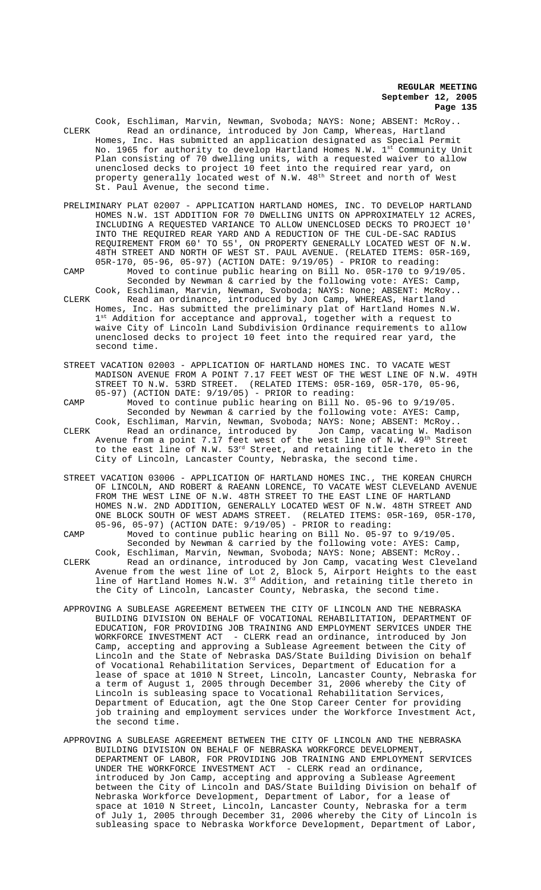Cook, Eschliman, Marvin, Newman, Svoboda; NAYS: None; ABSENT: McRoy..

CLERK Read an ordinance, introduced by Jon Camp, Whereas, Hartland Homes, Inc. Has submitted an application designated as Special Permit No. 1965 for authority to develop Hartland Homes N.W. 1st Community Unit Plan consisting of 70 dwelling units, with a requested waiver to allow unenclosed decks to project 10 feet into the required rear yard, on property generally located west of N.W. 48th Street and north of West St. Paul Avenue, the second time.

PRELIMINARY PLAT 02007 - APPLICATION HARTLAND HOMES, INC. TO DEVELOP HARTLAND HOMES N.W. 1ST ADDITION FOR 70 DWELLING UNITS ON APPROXIMATELY 12 ACRES, INCLUDING A REQUESTED VARIANCE TO ALLOW UNENCLOSED DECKS TO PROJECT 10' INTO THE REQUIRED REAR YARD AND A REDUCTION OF THE CUL-DE-SAC RADIUS REQUIREMENT FROM 60' TO 55', ON PROPERTY GENERALLY LOCATED WEST OF N.W. 48TH STREET AND NORTH OF WEST ST. PAUL AVENUE. (RELATED ITEMS: 05R-169, 05R-170, 05-96, 05-97) (ACTION DATE: 9/19/05) - PRIOR to reading:

CAMP Moved to continue public hearing on Bill No. 05R-170 to 9/19/05. Seconded by Newman & carried by the following vote: AYES: Camp, Cook, Eschliman, Marvin, Newman, Svoboda; NAYS: None; ABSENT: McRoy..

CLERK Read an ordinance, introduced by Jon Camp, WHEREAS, Hartland Homes, Inc. Has submitted the preliminary plat of Hartland Homes N.W. 1st Addition for acceptance and approval, together with a request to waive City of Lincoln Land Subdivision Ordinance requirements to allow unenclosed decks to project 10 feet into the required rear yard, the second time.

STREET VACATION 02003 - APPLICATION OF HARTLAND HOMES INC. TO VACATE WEST MADISON AVENUE FROM A POINT 7.17 FEET WEST OF THE WEST LINE OF N.W. 49TH STREET TO N.W. 53RD STREET. (RELATED ITEMS: 05R-169, 05R-170, 05-96, 05-97) (ACTION DATE: 9/19/05) - PRIOR to reading:

CAMP Moved to continue public hearing on Bill No. 05-96 to 9/19/05. Seconded by Newman & carried by the following vote: AYES: Camp, Cook, Eschliman, Marvin, Newman, Svoboda; NAYS: None; ABSENT: McRoy..

CLERK Read an ordinance, introduced by Jon Camp, vacating W. Madison Avenue from a point 7.17 feet west of the west line of N.W. 49th Street to the east line of N.W. 53rd Street, and retaining title thereto in the City of Lincoln, Lancaster County, Nebraska, the second time.

STREET VACATION 03006 - APPLICATION OF HARTLAND HOMES INC., THE KOREAN CHURCH OF LINCOLN, AND ROBERT & RAEANN LORENCE, TO VACATE WEST CLEVELAND AVENUE FROM THE WEST LINE OF N.W. 48TH STREET TO THE EAST LINE OF HARTLAND HOMES N.W. 2ND ADDITION, GENERALLY LOCATED WEST OF N.W. 48TH STREET AND ONE BLOCK SOUTH OF WEST ADAMS STREET. (RELATED ITEMS: 05R-169, 05R-170, 05-96, 05-97) (ACTION DATE: 9/19/05) - PRIOR to reading:

CAMP Moved to continue public hearing on Bill No. 05-97 to 9/19/05. Seconded by Newman & carried by the following vote: AYES: Camp, Cook, Eschliman, Marvin, Newman, Svoboda; NAYS: None; ABSENT: McRoy..

CLERK Read an ordinance, introduced by Jon Camp, vacating West Cleveland Avenue from the west line of Lot 2, Block 5, Airport Heights to the east line of Hartland Homes N.W. 3rd Addition, and retaining title thereto in the City of Lincoln, Lancaster County, Nebraska, the second time.

APPROVING A SUBLEASE AGREEMENT BETWEEN THE CITY OF LINCOLN AND THE NEBRASKA BUILDING DIVISION ON BEHALF OF VOCATIONAL REHABILITATION, DEPARTMENT OF EDUCATION, FOR PROVIDING JOB TRAINING AND EMPLOYMENT SERVICES UNDER THE WORKFORCE INVESTMENT ACT - CLERK read an ordinance, introduced by Jon Camp, accepting and approving a Sublease Agreement between the City of Lincoln and the State of Nebraska DAS/State Building Division on behalf of Vocational Rehabilitation Services, Department of Education for a lease of space at 1010 N Street, Lincoln, Lancaster County, Nebraska for a term of August 1, 2005 through December 31, 2006 whereby the City of Lincoln is subleasing space to Vocational Rehabilitation Services, Department of Education, agt the One Stop Career Center for providing job training and employment services under the Workforce Investment Act, the second time.

APPROVING A SUBLEASE AGREEMENT BETWEEN THE CITY OF LINCOLN AND THE NEBRASKA BUILDING DIVISION ON BEHALF OF NEBRASKA WORKFORCE DEVELOPMENT, DEPARTMENT OF LABOR, FOR PROVIDING JOB TRAINING AND EMPLOYMENT SERVICES UNDER THE WORKFORCE INVESTMENT ACT - CLERK read an ordinance, introduced by Jon Camp, accepting and approving a Sublease Agreement between the City of Lincoln and DAS/State Building Division on behalf of Nebraska Workforce Development, Department of Labor, for a lease of space at 1010 N Street, Lincoln, Lancaster County, Nebraska for a term of July 1, 2005 through December 31, 2006 whereby the City of Lincoln is subleasing space to Nebraska Workforce Development, Department of Labor,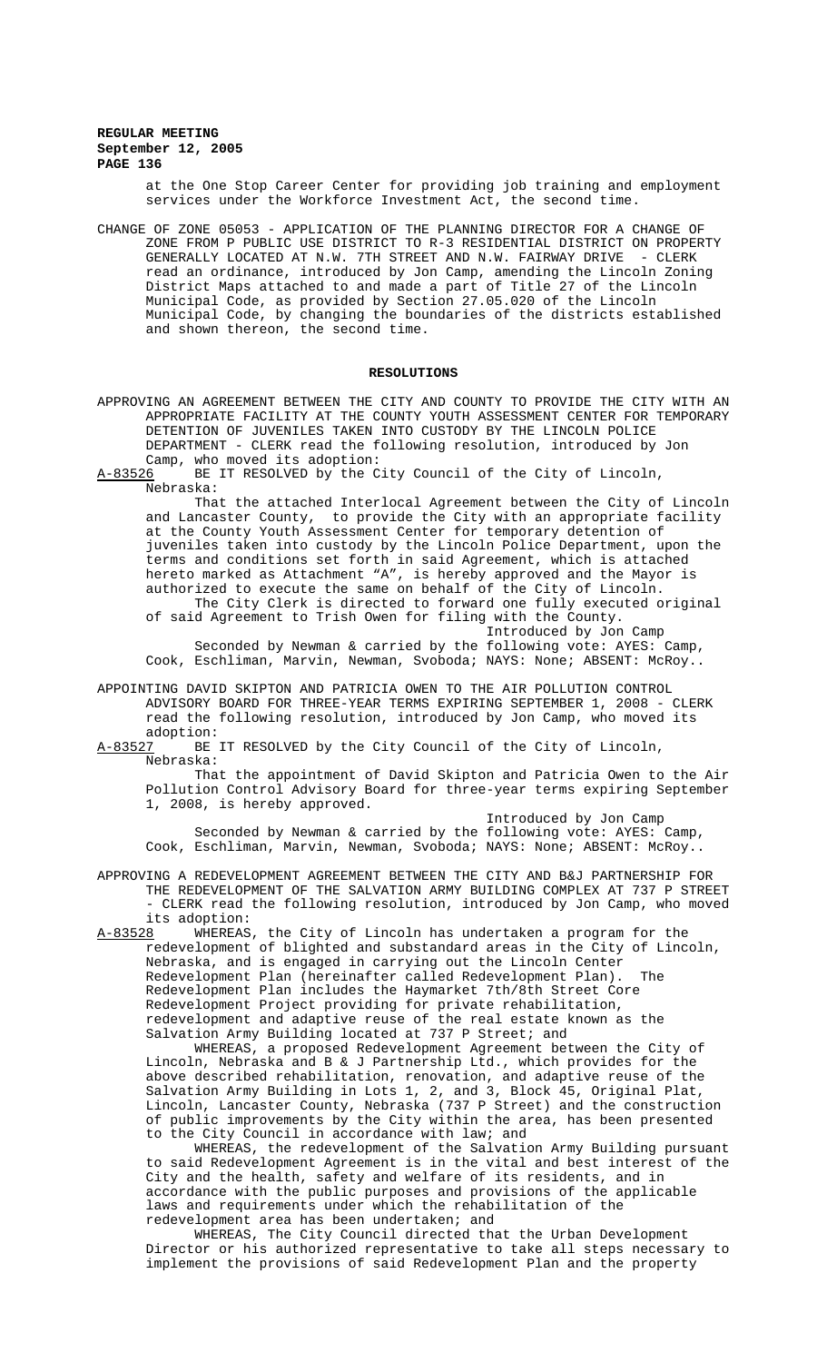at the One Stop Career Center for providing job training and employment services under the Workforce Investment Act, the second time.

CHANGE OF ZONE 05053 - APPLICATION OF THE PLANNING DIRECTOR FOR A CHANGE OF ZONE FROM P PUBLIC USE DISTRICT TO R-3 RESIDENTIAL DISTRICT ON PROPERTY GENERALLY LOCATED AT N.W. 7TH STREET AND N.W. FAIRWAY DRIVE - CLERK read an ordinance, introduced by Jon Camp, amending the Lincoln Zoning District Maps attached to and made a part of Title 27 of the Lincoln Municipal Code, as provided by Section 27.05.020 of the Lincoln Municipal Code, by changing the boundaries of the districts established and shown thereon, the second time.

## RESOLUTIONS

APPROVING AN AGREEMENT BETWEEN THE CITY AND COUNTY TO PROVIDE THE CITY WITH AN APPROPRIATE FACILITY AT THE COUNTY YOUTH ASSESSMENT CENTER FOR TEMPORARY DETENTION OF JUVENILES TAKEN INTO CUSTODY BY THE LINCOLN POLICE DEPARTMENT - CLERK read the following resolution, introduced by Jon Camp, who moved its adoption:

A-83526 BE IT RESOLVED by the City Council of the City of Lincoln, Nebraska:

That the attached Interlocal Agreement between the City of Lincoln and Lancaster County, to provide the City with an appropriate facility at the County Youth Assessment Center for temporary detention of juveniles taken into custody by the Lincoln Police Department, upon the terms and conditions set forth in said Agreement, which is attached hereto marked as Attachment "A", is hereby approved and the Mayor is authorized to execute the same on behalf of the City of Lincoln.

The City Clerk is directed to forward one fully executed original of said Agreement to Trish Owen for filing with the County.

Introduced by Jon Camp

Seconded by Newman & carried by the following vote: AYES: Camp, Cook, Eschliman, Marvin, Newman, Svoboda; NAYS: None; ABSENT: McRoy..

APPOINTING DAVID SKIPTON AND PATRICIA OWEN TO THE AIR POLLUTION CONTROL ADVISORY BOARD FOR THREE-YEAR TERMS EXPIRING SEPTEMBER 1, 2008 - CLERK read the following resolution, introduced by Jon Camp, who moved its adoption:

A-83527 BE IT RESOLVED by the City Council of the City of Lincoln, Nebraska:

That the appointment of David Skipton and Patricia Owen to the Air Pollution Control Advisory Board for three-year terms expiring September 1, 2008, is hereby approved.

Introduced by Jon Camp

Seconded by Newman & carried by the following vote: AYES: Camp, Cook, Eschliman, Marvin, Newman, Svoboda; NAYS: None; ABSENT: McRoy..

APPROVING A REDEVELOPMENT AGREEMENT BETWEEN THE CITY AND B&J PARTNERSHIP FOR THE REDEVELOPMENT OF THE SALVATION ARMY BUILDING COMPLEX AT 737 P STREET - CLERK read the following resolution, introduced by Jon Camp, who moved its adoption:

A-83528 WHEREAS, the City of Lincoln has undertaken a program for the redevelopment of blighted and substandard areas in the City of Lincoln, Nebraska, and is engaged in carrying out the Lincoln Center Redevelopment Plan (hereinafter called Redevelopment Plan). The Redevelopment Plan includes the Haymarket 7th/8th Street Core Redevelopment Project providing for private rehabilitation, redevelopment and adaptive reuse of the real estate known as the Salvation Army Building located at 737 P Street; and

WHEREAS, a proposed Redevelopment Agreement between the City of Lincoln, Nebraska and B & J Partnership Ltd., which provides for the above described rehabilitation, renovation, and adaptive reuse of the Salvation Army Building in Lots 1, 2, and 3, Block 45, Original Plat, Lincoln, Lancaster County, Nebraska (737 P Street) and the construction of public improvements by the City within the area, has been presented to the City Council in accordance with law; and

WHEREAS, the redevelopment of the Salvation Army Building pursuant to said Redevelopment Agreement is in the vital and best interest of the City and the health, safety and welfare of its residents, and in accordance with the public purposes and provisions of the applicable laws and requirements under which the rehabilitation of the redevelopment area has been undertaken; and

WHEREAS, The City Council directed that the Urban Development Director or his authorized representative to take all steps necessary to implement the provisions of said Redevelopment Plan and the property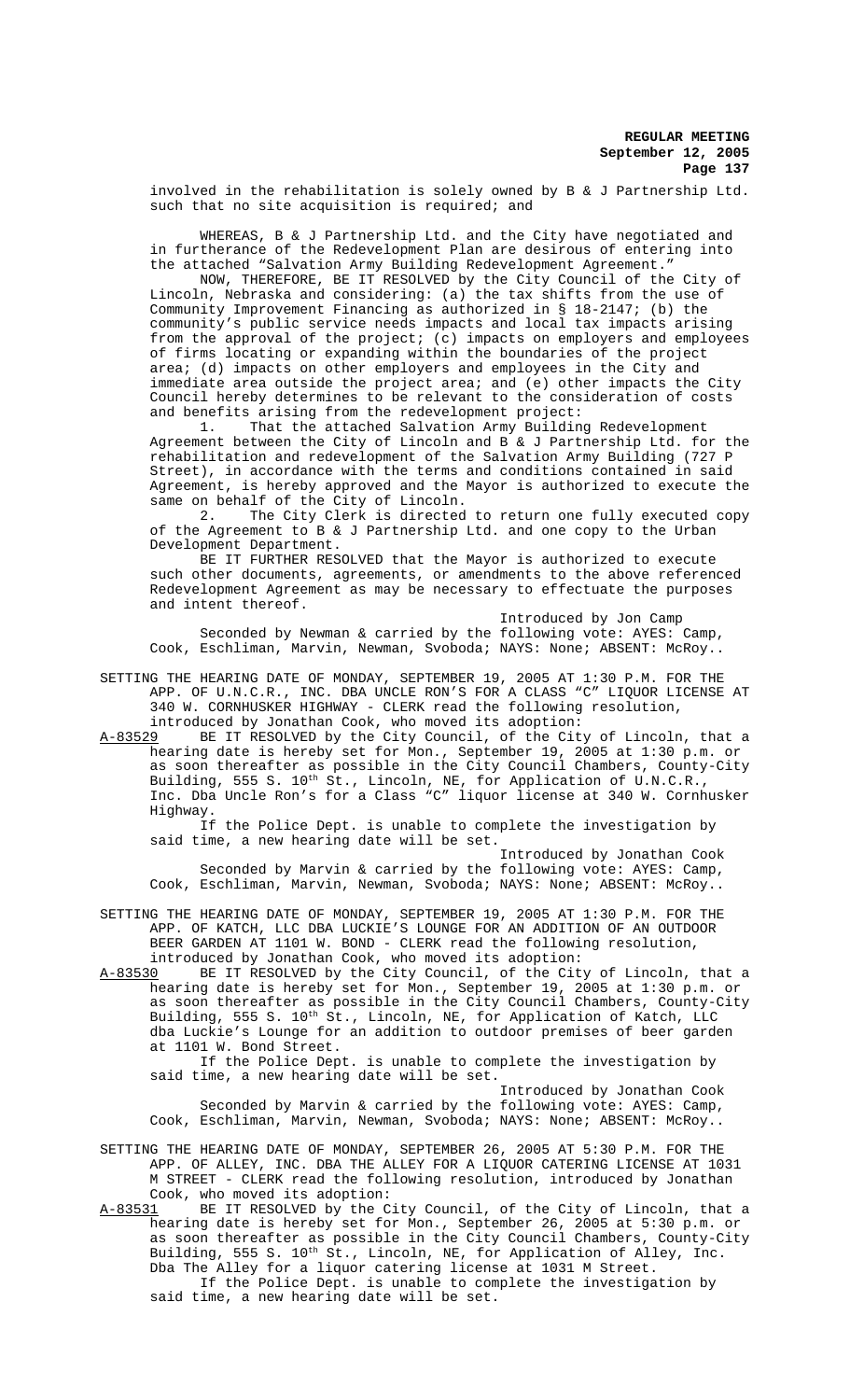involved in the rehabilitation is solely owned by B & J Partnership Ltd. such that no site acquisition is required; and

WHEREAS, B & J Partnership Ltd. and the City have negotiated and in furtherance of the Redevelopment Plan are desirous of entering into the attached "Salvation Army Building Redevelopment Agreement."

NOW, THEREFORE, BE IT RESOLVED by the City Council of the City of Lincoln, Nebraska and considering: (a) the tax shifts from the use of Community Improvement Financing as authorized in § 18-2147; (b) the community's public service needs impacts and local tax impacts arising from the approval of the project; (c) impacts on employers and employees of firms locating or expanding within the boundaries of the project area; (d) impacts on other employers and employees in the City and immediate area outside the project area; and (e) other impacts the City Council hereby determines to be relevant to the consideration of costs and benefits arising from the redevelopment project:

1. That the attached Salvation Army Building Redevelopment Agreement between the City of Lincoln and B & J Partnership Ltd. for the rehabilitation and redevelopment of the Salvation Army Building (727 P Street), in accordance with the terms and conditions contained in said Agreement, is hereby approved and the Mayor is authorized to execute the same on behalf of the City of Lincoln.

2. The City Clerk is directed to return one fully executed copy of the Agreement to B & J Partnership Ltd. and one copy to the Urban Development Department.

BE IT FURTHER RESOLVED that the Mayor is authorized to execute such other documents, agreements, or amendments to the above referenced Redevelopment Agreement as may be necessary to effectuate the purposes and intent thereof.

Introduced by Jon Camp

Seconded by Newman & carried by the following vote: AYES: Camp, Cook, Eschliman, Marvin, Newman, Svoboda; NAYS: None; ABSENT: McRoy..

SETTING THE HEARING DATE OF MONDAY, SEPTEMBER 19, 2005 AT 1:30 P.M. FOR THE APP. OF U.N.C.R., INC. DBA UNCLE RON'S FOR A CLASS "C" LIQUOR LICENSE AT 340 W. CORNHUSKER HIGHWAY - CLERK read the following resolution, introduced by Jonathan Cook, who moved its adoption:

A-83529 BE IT RESOLVED by the City Council, of the City of Lincoln, that a hearing date is hereby set for Mon., September 19, 2005 at 1:30 p.m. or as soon thereafter as possible in the City Council Chambers, County-City Building, 555 S. 10th St., Lincoln, NE, for Application of U.N.C.R., Inc. Dba Uncle Ron's for a Class "C" liquor license at 340 W. Cornhusker Highway.

If the Police Dept. is unable to complete the investigation by said time, a new hearing date will be set.

Introduced by Jonathan Cook

Seconded by Marvin & carried by the following vote: AYES: Camp, Cook, Eschliman, Marvin, Newman, Svoboda; NAYS: None; ABSENT: McRoy..

SETTING THE HEARING DATE OF MONDAY, SEPTEMBER 19, 2005 AT 1:30 P.M. FOR THE APP. OF KATCH, LLC DBA LUCKIE'S LOUNGE FOR AN ADDITION OF AN OUTDOOR BEER GARDEN AT 1101 W. BOND - CLERK read the following resolution, introduced by Jonathan Cook, who moved its adoption:

A-83530 BE IT RESOLVED by the City Council, of the City of Lincoln, that a hearing date is hereby set for Mon., September 19, 2005 at 1:30 p.m. or as soon thereafter as possible in the City Council Chambers, County-City Building, 555 S. 10th St., Lincoln, NE, for Application of Katch, LLC dba Luckie's Lounge for an addition to outdoor premises of beer garden at 1101 W. Bond Street.

If the Police Dept. is unable to complete the investigation by said time, a new hearing date will be set.

Introduced by Jonathan Cook

Seconded by Marvin & carried by the following vote: AYES: Camp, Cook, Eschliman, Marvin, Newman, Svoboda; NAYS: None; ABSENT: McRoy..

SETTING THE HEARING DATE OF MONDAY, SEPTEMBER 26, 2005 AT 5:30 P.M. FOR THE APP. OF ALLEY, INC. DBA THE ALLEY FOR A LIQUOR CATERING LICENSE AT 1031 M STREET - CLERK read the following resolution, introduced by Jonathan Cook, who moved its adoption:

A-83531 BE IT RESOLVED by the City Council, of the City of Lincoln, that a hearing date is hereby set for Mon., September 26, 2005 at 5:30 p.m. or as soon thereafter as possible in the City Council Chambers, County-City Building, 555 S. 10th St., Lincoln, NE, for Application of Alley, Inc. Dba The Alley for a liquor catering license at 1031 M Street.

If the Police Dept. is unable to complete the investigation by said time, a new hearing date will be set.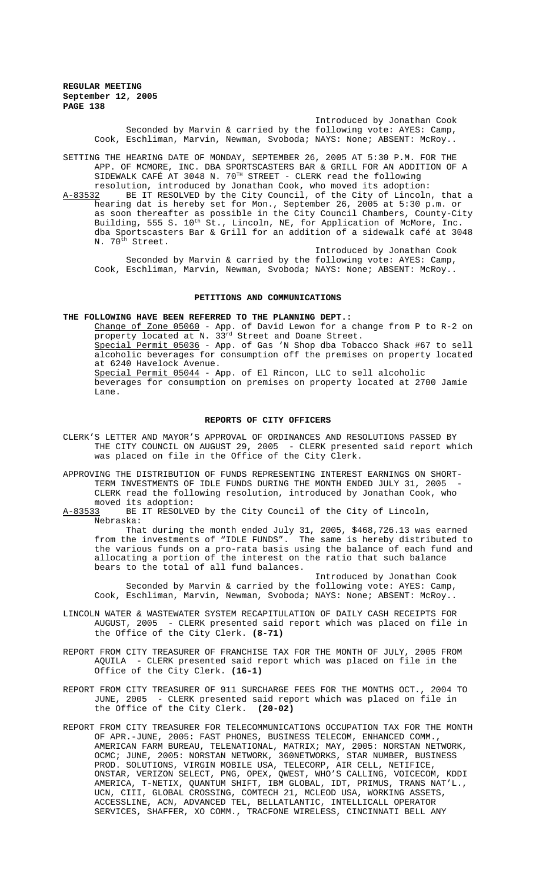Introduced by Jonathan Cook

Seconded by Marvin & carried by the following vote: AYES: Camp, Cook, Eschliman, Marvin, Newman, Svoboda; NAYS: None; ABSENT: McRoy..

SETTING THE HEARING DATE OF MONDAY, SEPTEMBER 26, 2005 AT 5:30 P.M. FOR THE APP. OF MCMORE, INC. DBA SPORTSCASTERS BAR & GRILL FOR AN ADDITION OF A SIDEWALK CAFÉ AT 3048 N. 70TH STREET - CLERK read the following resolution, introduced by Jonathan Cook, who moved its adoption:

A-83532 BE IT RESOLVED by the City Council, of the City of Lincoln, that a hearing dat is hereby set for Mon., September 26, 2005 at 5:30 p.m. or as soon thereafter as possible in the City Council Chambers, County-City Building, 555 S. 10th St., Lincoln, NE, for Application of McMore, Inc. dba Sportscasters Bar & Grill for an addition of a sidewalk café at 3048 N. 70th Street.

Introduced by Jonathan Cook

Seconded by Marvin & carried by the following vote: AYES: Camp, Cook, Eschliman, Marvin, Newman, Svoboda; NAYS: None; ABSENT: McRoy..

## PETITIONS AND COMMUNICATIONS

**THE FOLLOWING HAVE BEEN REFERRED TO THE PLANNING DEPT.:**

Change of Zone 05060 - App. of David Lewon for a change from P to R-2 on property located at N. 33rd Street and Doane Street.

Special Permit 05036 - App. of Gas 'N Shop dba Tobacco Shack #67 to sell alcoholic beverages for consumption off the premises on property located at 6240 Havelock Avenue.

Special Permit 05044 - App. of El Rincon, LLC to sell alcoholic beverages for consumption on premises on property located at 2700 Jamie Lane.

## REPORTS OF CITY OFFICERS

CLERK'S LETTER AND MAYOR'S APPROVAL OF ORDINANCES AND RESOLUTIONS PASSED BY THE CITY COUNCIL ON AUGUST 29, 2005 - CLERK presented said report which was placed on file in the Office of the City Clerk.

APPROVING THE DISTRIBUTION OF FUNDS REPRESENTING INTEREST EARNINGS ON SHORT-TERM INVESTMENTS OF IDLE FUNDS DURING THE MONTH ENDED JULY 31, 2005 - CLERK read the following resolution, introduced by Jonathan Cook, who moved its adoption:

A-83533 BE IT RESOLVED by the City Council of the City of Lincoln, Nebraska:

That during the month ended July 31, 2005, $468,726.13 was earned from the investments of "IDLE FUNDS". The same is hereby distributed to the various funds on a pro-rata basis using the balance of each fund and allocating a portion of the interest on the ratio that such balance bears to the total of all fund balances.

Introduced by Jonathan Cook

Seconded by Marvin & carried by the following vote: AYES: Camp, Cook, Eschliman, Marvin, Newman, Svoboda; NAYS: None; ABSENT: McRoy..

LINCOLN WATER & WASTEWATER SYSTEM RECAPITULATION OF DAILY CASH RECEIPTS FOR AUGUST, 2005 - CLERK presented said report which was placed on file in the Office of the City Clerk. **(8-71)**

REPORT FROM CITY TREASURER OF FRANCHISE TAX FOR THE MONTH OF JULY, 2005 FROM AQUILA - CLERK presented said report which was placed on file in the Office of the City Clerk. **(16-1)**

REPORT FROM CITY TREASURER OF 911 SURCHARGE FEES FOR THE MONTHS OCT., 2004 TO JUNE, 2005 - CLERK presented said report which was placed on file in the Office of the City Clerk. **(20-02)**

REPORT FROM CITY TREASURER FOR TELECOMMUNICATIONS OCCUPATION TAX FOR THE MONTH OF APR.-JUNE, 2005: FAST PHONES, BUSINESS TELECOM, ENHANCED COMM., AMERICAN FARM BUREAU, TELENATIONAL, MATRIX; MAY, 2005: NORSTAN NETWORK, OCMC; JUNE, 2005: NORSTAN NETWORK, 360NETWORKS, STAR NUMBER, BUSINESS PROD. SOLUTIONS, VIRGIN MOBILE USA, TELECORP, AIR CELL, NETIFICE, ONSTAR, VERIZON SELECT, PNG, OPEX, QWEST, WHO'S CALLING, VOICECOM, KDDI AMERICA, T-NETIX, QUANTUM SHIFT, IBM GLOBAL, IDT, PRIMUS, TRANS NAT'L., UCN, CIII, GLOBAL CROSSING, COMTECH 21, MCLEOD USA, WORKING ASSETS, ACCESSLINE, ACN, ADVANCED TEL, BELLATLANTIC, INTELLICALL OPERATOR SERVICES, SHAFFER, XO COMM., TRACFONE WIRELESS, CINCINNATI BELL ANY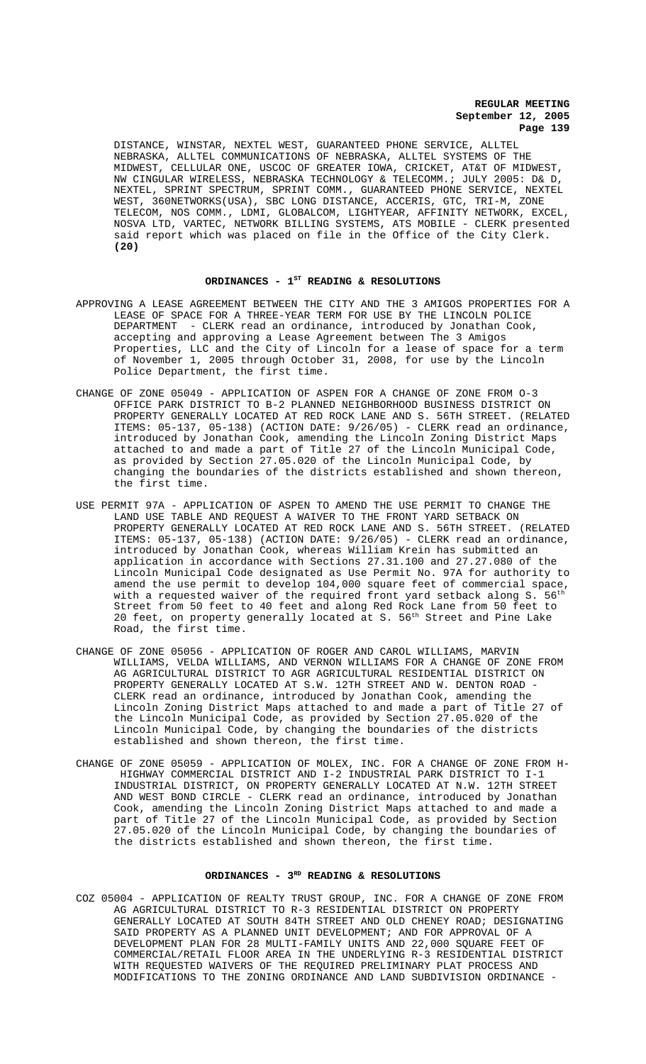DISTANCE, WINSTAR, NEXTEL WEST, GUARANTEED PHONE SERVICE, ALLTEL NEBRASKA, ALLTEL COMMUNICATIONS OF NEBRASKA, ALLTEL SYSTEMS OF THE MIDWEST, CELLULAR ONE, USCOC OF GREATER IOWA, CRICKET, AT&T OF MIDWEST, NW CINGULAR WIRELESS, NEBRASKA TECHNOLOGY & TELECOMM.; JULY 2005: D& D, NEXTEL, SPRINT SPECTRUM, SPRINT COMM., GUARANTEED PHONE SERVICE, NEXTEL WEST, 360NETWORKS(USA), SBC LONG DISTANCE, ACCERIS, GTC, TRI-M, ZONE TELECOM, NOS COMM., LDMI, GLOBALCOM, LIGHTYEAR, AFFINITY NETWORK, EXCEL, NOSVA LTD, VARTEC, NETWORK BILLING SYSTEMS, ATS MOBILE - CLERK presented said report which was placed on file in the Office of the City Clerk. **(20)**

## ORDINANCES - 1ST READING & RESOLUTIONS

APPROVING A LEASE AGREEMENT BETWEEN THE CITY AND THE 3 AMIGOS PROPERTIES FOR A LEASE OF SPACE FOR A THREE-YEAR TERM FOR USE BY THE LINCOLN POLICE DEPARTMENT - CLERK read an ordinance, introduced by Jonathan Cook, accepting and approving a Lease Agreement between The 3 Amigos Properties, LLC and the City of Lincoln for a lease of space for a term of November 1, 2005 through October 31, 2008, for use by the Lincoln Police Department, the first time.

CHANGE OF ZONE 05049 - APPLICATION OF ASPEN FOR A CHANGE OF ZONE FROM O-3 OFFICE PARK DISTRICT TO B-2 PLANNED NEIGHBORHOOD BUSINESS DISTRICT ON PROPERTY GENERALLY LOCATED AT RED ROCK LANE AND S. 56TH STREET. (RELATED ITEMS: 05-137, 05-138) (ACTION DATE: 9/26/05) - CLERK read an ordinance, introduced by Jonathan Cook, amending the Lincoln Zoning District Maps attached to and made a part of Title 27 of the Lincoln Municipal Code, as provided by Section 27.05.020 of the Lincoln Municipal Code, by changing the boundaries of the districts established and shown thereon, the first time.

USE PERMIT 97A - APPLICATION OF ASPEN TO AMEND THE USE PERMIT TO CHANGE THE LAND USE TABLE AND REQUEST A WAIVER TO THE FRONT YARD SETBACK ON PROPERTY GENERALLY LOCATED AT RED ROCK LANE AND S. 56TH STREET. (RELATED ITEMS: 05-137, 05-138) (ACTION DATE: 9/26/05) - CLERK read an ordinance, introduced by Jonathan Cook, whereas William Krein has submitted an application in accordance with Sections 27.31.100 and 27.27.080 of the Lincoln Municipal Code designated as Use Permit No. 97A for authority to amend the use permit to develop 104,000 square feet of commercial space, with a requested waiver of the required front yard setback along S. 56th Street from 50 feet to 40 feet and along Red Rock Lane from 50 feet to 20 feet, on property generally located at S. 56th Street and Pine Lake Road, the first time.

CHANGE OF ZONE 05056 - APPLICATION OF ROGER AND CAROL WILLIAMS, MARVIN WILLIAMS, VELDA WILLIAMS, AND VERNON WILLIAMS FOR A CHANGE OF ZONE FROM AG AGRICULTURAL DISTRICT TO AGR AGRICULTURAL RESIDENTIAL DISTRICT ON PROPERTY GENERALLY LOCATED AT S.W. 12TH STREET AND W. DENTON ROAD - CLERK read an ordinance, introduced by Jonathan Cook, amending the Lincoln Zoning District Maps attached to and made a part of Title 27 of the Lincoln Municipal Code, as provided by Section 27.05.020 of the Lincoln Municipal Code, by changing the boundaries of the districts established and shown thereon, the first time.

CHANGE OF ZONE 05059 - APPLICATION OF MOLEX, INC. FOR A CHANGE OF ZONE FROM H-HIGHWAY COMMERCIAL DISTRICT AND I-2 INDUSTRIAL PARK DISTRICT TO I-1 INDUSTRIAL DISTRICT, ON PROPERTY GENERALLY LOCATED AT N.W. 12TH STREET AND WEST BOND CIRCLE - CLERK read an ordinance, introduced by Jonathan Cook, amending the Lincoln Zoning District Maps attached to and made a part of Title 27 of the Lincoln Municipal Code, as provided by Section 27.05.020 of the Lincoln Municipal Code, by changing the boundaries of the districts established and shown thereon, the first time.

## ORDINANCES - 3RD READING & RESOLUTIONS

COZ 05004 - APPLICATION OF REALTY TRUST GROUP, INC. FOR A CHANGE OF ZONE FROM AG AGRICULTURAL DISTRICT TO R-3 RESIDENTIAL DISTRICT ON PROPERTY GENERALLY LOCATED AT SOUTH 84TH STREET AND OLD CHENEY ROAD; DESIGNATING SAID PROPERTY AS A PLANNED UNIT DEVELOPMENT; AND FOR APPROVAL OF A DEVELOPMENT PLAN FOR 28 MULTI-FAMILY UNITS AND 22,000 SQUARE FEET OF COMMERCIAL/RETAIL FLOOR AREA IN THE UNDERLYING R-3 RESIDENTIAL DISTRICT WITH REQUESTED WAIVERS OF THE REQUIRED PRELIMINARY PLAT PROCESS AND MODIFICATIONS TO THE ZONING ORDINANCE AND LAND SUBDIVISION ORDINANCE -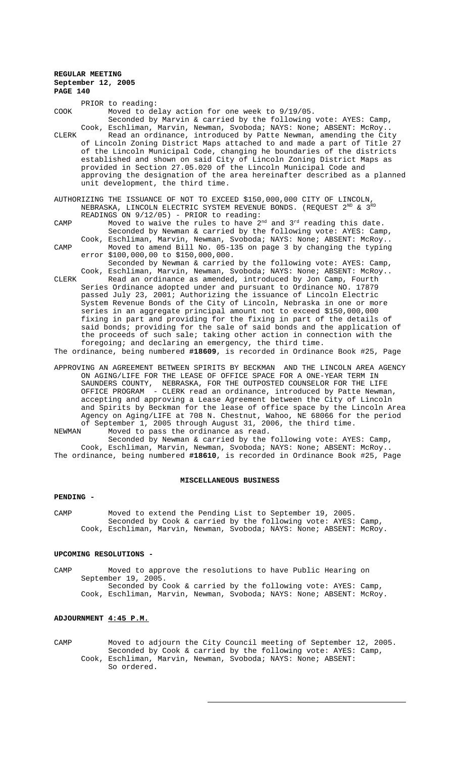PRIOR to reading:

COOK	Moved to delay action for one week to 9/19/05.
Seconded by Marvin & carried by the following vote: AYES: Camp, Cook, Eschliman, Marvin, Newman, Svoboda; NAYS: None; ABSENT: McRoy..

CLERK	Read an ordinance, introduced by Patte Newman, amending the City of Lincoln Zoning District Maps attached to and made a part of Title 27 of the Lincoln Municipal Code, changing he boundaries of the districts established and shown on said City of Lincoln Zoning District Maps as provided in Section 27.05.020 of the Lincoln Municipal Code and approving the designation of the area hereinafter described as a planned unit development, the third time.

AUTHORIZING THE ISSUANCE OF NOT TO EXCEED $150,000,000 CITY OF LINCOLN, NEBRASKA, LINCOLN ELECTRIC SYSTEM REVENUE BONDS. (REQUEST 2ND & 3RD READINGS ON 9/12/05) - PRIOR to reading:

CAMP	Moved to waive the rules to have 2nd and 3rd reading this date.
Seconded by Newman & carried by the following vote: AYES: Camp, Cook, Eschliman, Marvin, Newman, Svoboda; NAYS: None; ABSENT: McRoy..

CAMP	Moved to amend Bill No. 05-135 on page 3 by changing the typing error $100,000,00 to $150,000,000.
Seconded by Newman & carried by the following vote: AYES: Camp, Cook, Eschliman, Marvin, Newman, Svoboda; NAYS: None; ABSENT: McRoy..

CLERK	Read an ordinance as amended, introduced by Jon Camp, Fourth Series Ordinance adopted under and pursuant to Ordinance NO. 17879 passed July 23, 2001; Authorizing the issuance of Lincoln Electric System Revenue Bonds of the City of Lincoln, Nebraska in one or more series in an aggregate principal amount not to exceed $150,000,000 fixing in part and providing for the fixing in part of the details of said bonds; providing for the sale of said bonds and the application of the proceeds of such sale; taking other action in connection with the foregoing; and declaring an emergency, the third time.

The ordinance, being numbered **#18609**, is recorded in Ordinance Book #25, Page

APPROVING AN AGREEMENT BETWEEN SPIRITS BY BECKMAN AND THE LINCOLN AREA AGENCY ON AGING/LIFE FOR THE LEASE OF OFFICE SPACE FOR A ONE-YEAR TERM IN SAUNDERS COUNTY, NEBRASKA, FOR THE OUTPOSTED COUNSELOR FOR THE LIFE OFFICE PROGRAM - CLERK read an ordinance, introduced by Patte Newman, accepting and approving a Lease Agreement between the City of Lincoln and Spirits by Beckman for the lease of office space by the Lincoln Area Agency on Aging/LIFE at 708 N. Chestnut, Wahoo, NE 68066 for the period of September 1, 2005 through August 31, 2006, the third time.

NEWMAN	Moved to pass the ordinance as read.
Seconded by Newman & carried by the following vote: AYES: Camp, Cook, Eschliman, Marvin, Newman, Svoboda; NAYS: None; ABSENT: McRoy..

The ordinance, being numbered **#18610**, is recorded in Ordinance Book #25, Page

## MISCELLANEOUS BUSINESS

**PENDING -**

CAMP	Moved to extend the Pending List to September 19, 2005.
Seconded by Cook & carried by the following vote: AYES: Camp, Cook, Eschliman, Marvin, Newman, Svoboda; NAYS: None; ABSENT: McRoy.

**UPCOMING RESOLUTIONS -**

CAMP	Moved to approve the resolutions to have Public Hearing on September 19, 2005.
Seconded by Cook & carried by the following vote: AYES: Camp, Cook, Eschliman, Marvin, Newman, Svoboda; NAYS: None; ABSENT: McRoy.

**ADJOURNMENT 4:45 P.M.**

CAMP	Moved to adjourn the City Council meeting of September 12, 2005.
Seconded by Cook & carried by the following vote: AYES: Camp, Cook, Eschliman, Marvin, Newman, Svoboda; NAYS: None; ABSENT:
So ordered.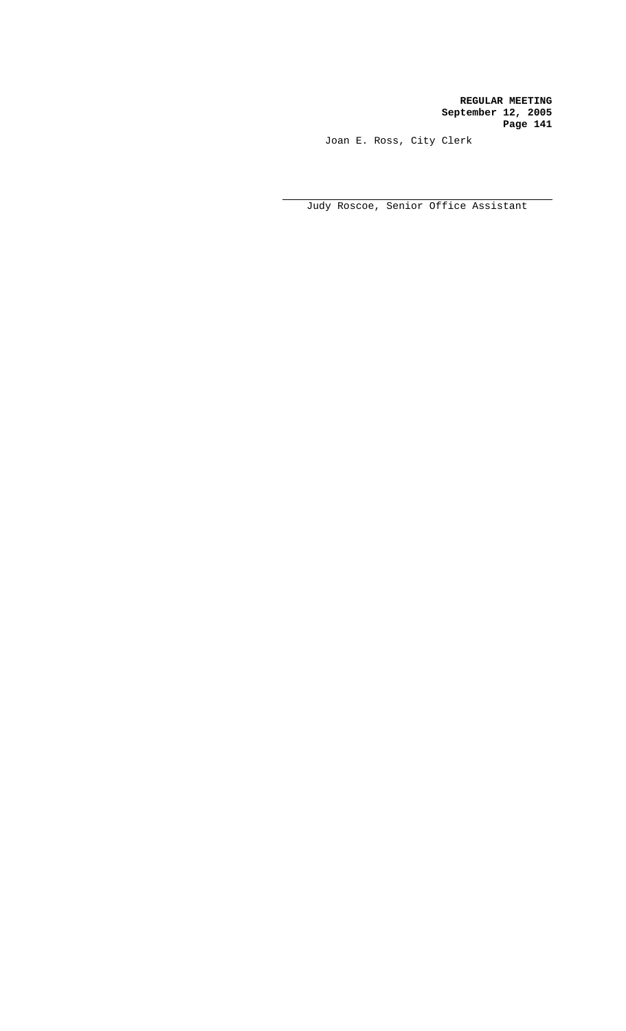Joan E. Ross, City Clerk

\_\_\_\_\_\_\_\_\_\_\_\_\_\_\_\_\_\_\_\_\_\_\_\_\_\_\_\_\_\_\_\_\_\_\_\_\_\_\_\_

Judy Roscoe, Senior Office Assistant